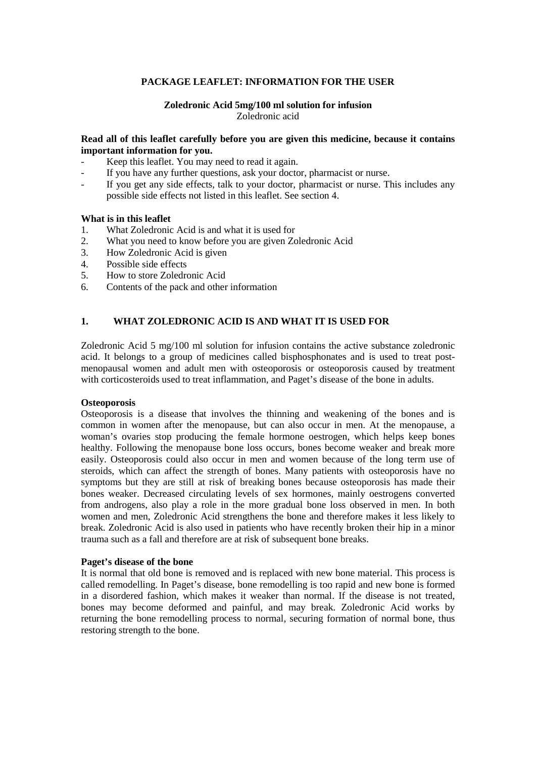# PACKAGE LEAFLET: INFORMATION FOR THE USER

## Zoledronic Acid 5mg/100 ml solution for infusion

Zoledronic acid

**Read all of this leaflet carefully before you are given this medicine, because it contains important information for you.**

- Keep this leaflet. You may need to read it again.
- If you have any further questions, ask your doctor, pharmacist or nurse.
- If you get any side effects, talk to your doctor, pharmacist or nurse. This includes any possible side effects not listed in this leaflet. See section 4.

**What is in this leaflet**

1. What Zoledronic Acid is and what it is used for
2. What you need to know before you are given Zoledronic Acid
3. How Zoledronic Acid is given
4. Possible side effects
5. How to store Zoledronic Acid
6. Contents of the pack and other information

## 1. WHAT ZOLEDRONIC ACID IS AND WHAT IT IS USED FOR

Zoledronic Acid 5 mg/100 ml solution for infusion contains the active substance zoledronic acid. It belongs to a group of medicines called bisphosphonates and is used to treat post-menopausal women and adult men with osteoporosis or osteoporosis caused by treatment with corticosteroids used to treat inflammation, and Paget's disease of the bone in adults.

**Osteoporosis**

Osteoporosis is a disease that involves the thinning and weakening of the bones and is common in women after the menopause, but can also occur in men. At the menopause, a woman's ovaries stop producing the female hormone oestrogen, which helps keep bones healthy. Following the menopause bone loss occurs, bones become weaker and break more easily. Osteoporosis could also occur in men and women because of the long term use of steroids, which can affect the strength of bones. Many patients with osteoporosis have no symptoms but they are still at risk of breaking bones because osteoporosis has made their bones weaker. Decreased circulating levels of sex hormones, mainly oestrogens converted from androgens, also play a role in the more gradual bone loss observed in men. In both women and men, Zoledronic Acid strengthens the bone and therefore makes it less likely to break. Zoledronic Acid is also used in patients who have recently broken their hip in a minor trauma such as a fall and therefore are at risk of subsequent bone breaks.

**Paget's disease of the bone**

It is normal that old bone is removed and is replaced with new bone material. This process is called remodelling. In Paget's disease, bone remodelling is too rapid and new bone is formed in a disordered fashion, which makes it weaker than normal. If the disease is not treated, bones may become deformed and painful, and may break. Zoledronic Acid works by returning the bone remodelling process to normal, securing formation of normal bone, thus restoring strength to the bone.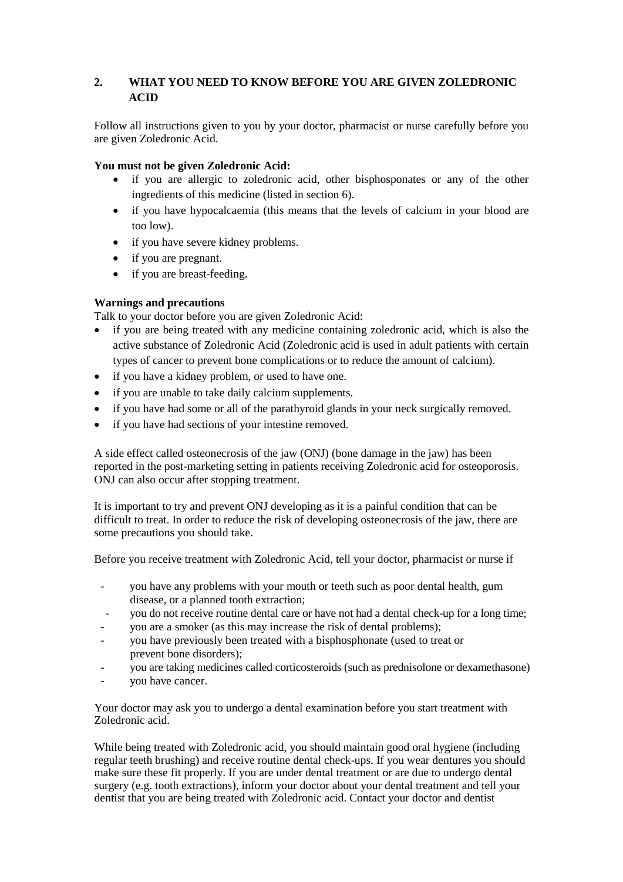## 2. WHAT YOU NEED TO KNOW BEFORE YOU ARE GIVEN ZOLEDRONIC ACID

Follow all instructions given to you by your doctor, pharmacist or nurse carefully before you are given Zoledronic Acid.

**You must not be given Zoledronic Acid:**

- if you are allergic to zoledronic acid, other bisphosponates or any of the other ingredients of this medicine (listed in section 6).
- if you have hypocalcaemia (this means that the levels of calcium in your blood are too low).
- if you have severe kidney problems.
- if you are pregnant.
- if you are breast-feeding.

**Warnings and precautions**

Talk to your doctor before you are given Zoledronic Acid:

- if you are being treated with any medicine containing zoledronic acid, which is also the active substance of Zoledronic Acid (Zoledronic acid is used in adult patients with certain types of cancer to prevent bone complications or to reduce the amount of calcium).
- if you have a kidney problem, or used to have one.
- if you are unable to take daily calcium supplements.
- if you have had some or all of the parathyroid glands in your neck surgically removed.
- if you have had sections of your intestine removed.

A side effect called osteonecrosis of the jaw (ONJ) (bone damage in the jaw) has been reported in the post-marketing setting in patients receiving Zoledronic acid for osteoporosis. ONJ can also occur after stopping treatment.

It is important to try and prevent ONJ developing as it is a painful condition that can be difficult to treat. In order to reduce the risk of developing osteonecrosis of the jaw, there are some precautions you should take.

Before you receive treatment with Zoledronic Acid, tell your doctor, pharmacist or nurse if

- you have any problems with your mouth or teeth such as poor dental health, gum disease, or a planned tooth extraction;
- you do not receive routine dental care or have not had a dental check-up for a long time;
- you are a smoker (as this may increase the risk of dental problems);
- you have previously been treated with a bisphosphonate (used to treat or prevent bone disorders);
- you are taking medicines called corticosteroids (such as prednisolone or dexamethasone)
- you have cancer.

Your doctor may ask you to undergo a dental examination before you start treatment with Zoledronic acid.

While being treated with Zoledronic acid, you should maintain good oral hygiene (including regular teeth brushing) and receive routine dental check-ups. If you wear dentures you should make sure these fit properly. If you are under dental treatment or are due to undergo dental surgery (e.g. tooth extractions), inform your doctor about your dental treatment and tell your dentist that you are being treated with Zoledronic acid. Contact your doctor and dentist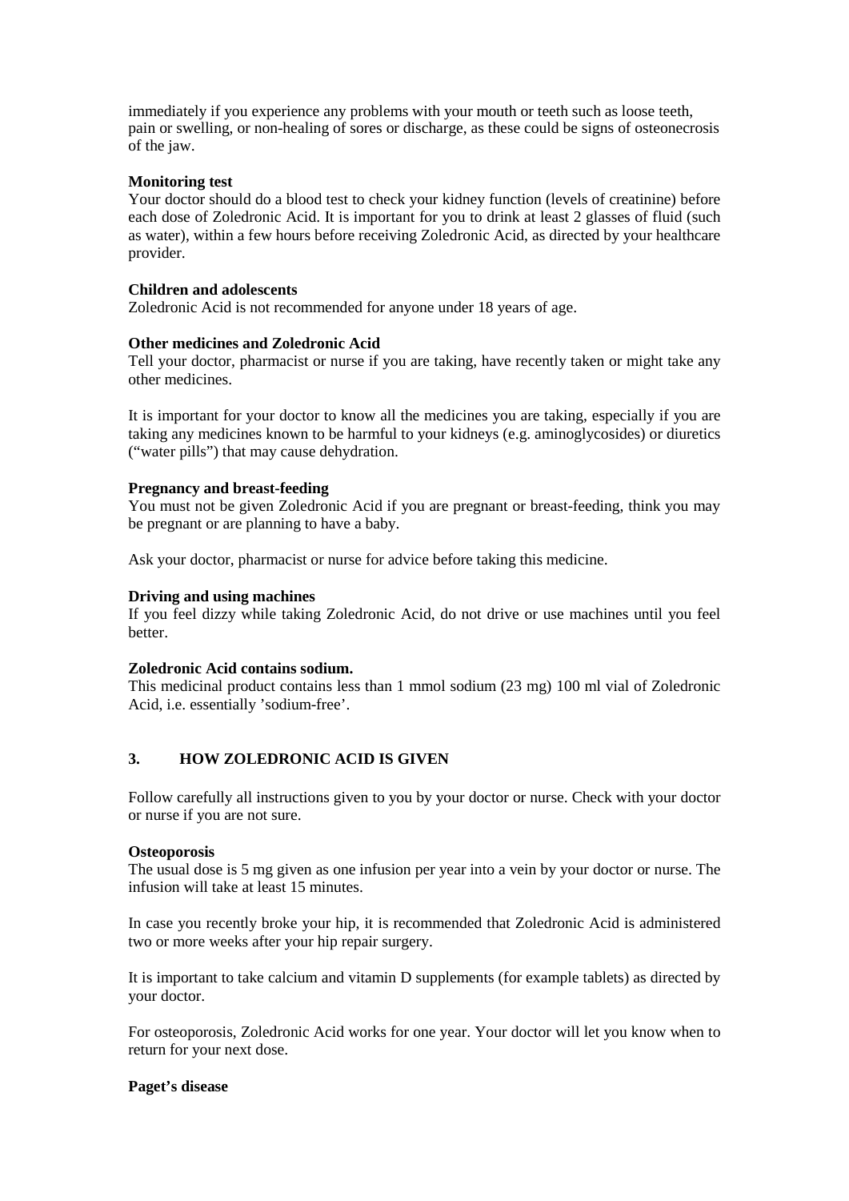immediately if you experience any problems with your mouth or teeth such as loose teeth, pain or swelling, or non-healing of sores or discharge, as these could be signs of osteonecrosis of the jaw.

**Monitoring test**

Your doctor should do a blood test to check your kidney function (levels of creatinine) before each dose of Zoledronic Acid. It is important for you to drink at least 2 glasses of fluid (such as water), within a few hours before receiving Zoledronic Acid, as directed by your healthcare provider.

**Children and adolescents**

Zoledronic Acid is not recommended for anyone under 18 years of age.

**Other medicines and Zoledronic Acid**

Tell your doctor, pharmacist or nurse if you are taking, have recently taken or might take any other medicines.

It is important for your doctor to know all the medicines you are taking, especially if you are taking any medicines known to be harmful to your kidneys (e.g. aminoglycosides) or diuretics ("water pills") that may cause dehydration.

**Pregnancy and breast-feeding**

You must not be given Zoledronic Acid if you are pregnant or breast-feeding, think you may be pregnant or are planning to have a baby.

Ask your doctor, pharmacist or nurse for advice before taking this medicine.

**Driving and using machines**

If you feel dizzy while taking Zoledronic Acid, do not drive or use machines until you feel better.

**Zoledronic Acid contains sodium.**

This medicinal product contains less than 1 mmol sodium (23 mg) 100 ml vial of Zoledronic Acid, i.e. essentially 'sodium-free'.

## 3. HOW ZOLEDRONIC ACID IS GIVEN

Follow carefully all instructions given to you by your doctor or nurse. Check with your doctor or nurse if you are not sure.

**Osteoporosis**

The usual dose is 5 mg given as one infusion per year into a vein by your doctor or nurse. The infusion will take at least 15 minutes.

In case you recently broke your hip, it is recommended that Zoledronic Acid is administered two or more weeks after your hip repair surgery.

It is important to take calcium and vitamin D supplements (for example tablets) as directed by your doctor.

For osteoporosis, Zoledronic Acid works for one year. Your doctor will let you know when to return for your next dose.

**Paget's disease**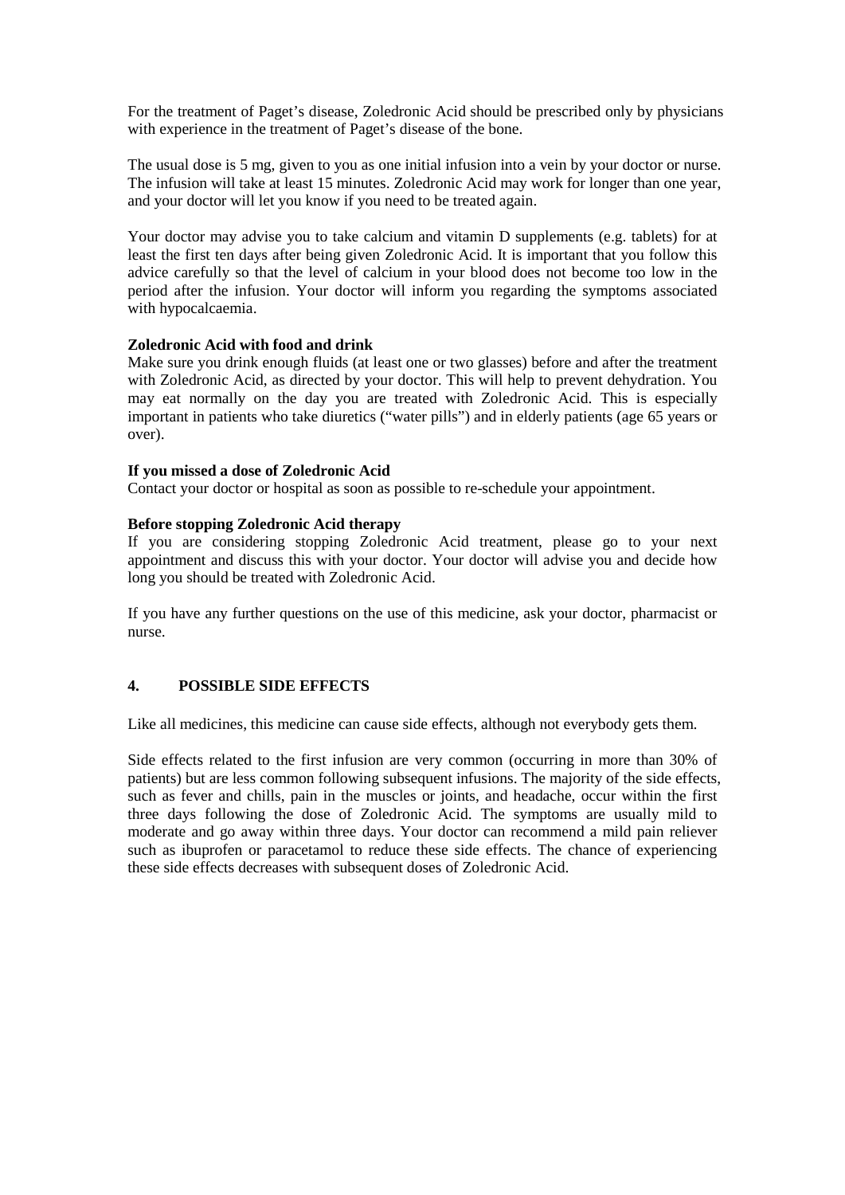For the treatment of Paget's disease, Zoledronic Acid should be prescribed only by physicians with experience in the treatment of Paget's disease of the bone.

The usual dose is 5 mg, given to you as one initial infusion into a vein by your doctor or nurse. The infusion will take at least 15 minutes. Zoledronic Acid may work for longer than one year, and your doctor will let you know if you need to be treated again.

Your doctor may advise you to take calcium and vitamin D supplements (e.g. tablets) for at least the first ten days after being given Zoledronic Acid. It is important that you follow this advice carefully so that the level of calcium in your blood does not become too low in the period after the infusion. Your doctor will inform you regarding the symptoms associated with hypocalcaemia.

**Zoledronic Acid with food and drink**

Make sure you drink enough fluids (at least one or two glasses) before and after the treatment with Zoledronic Acid, as directed by your doctor. This will help to prevent dehydration. You may eat normally on the day you are treated with Zoledronic Acid. This is especially important in patients who take diuretics ("water pills") and in elderly patients (age 65 years or over).

**If you missed a dose of Zoledronic Acid**

Contact your doctor or hospital as soon as possible to re-schedule your appointment.

**Before stopping Zoledronic Acid therapy**

If you are considering stopping Zoledronic Acid treatment, please go to your next appointment and discuss this with your doctor. Your doctor will advise you and decide how long you should be treated with Zoledronic Acid.

If you have any further questions on the use of this medicine, ask your doctor, pharmacist or nurse.

## 4. POSSIBLE SIDE EFFECTS

Like all medicines, this medicine can cause side effects, although not everybody gets them.

Side effects related to the first infusion are very common (occurring in more than 30% of patients) but are less common following subsequent infusions. The majority of the side effects, such as fever and chills, pain in the muscles or joints, and headache, occur within the first three days following the dose of Zoledronic Acid. The symptoms are usually mild to moderate and go away within three days. Your doctor can recommend a mild pain reliever such as ibuprofen or paracetamol to reduce these side effects. The chance of experiencing these side effects decreases with subsequent doses of Zoledronic Acid.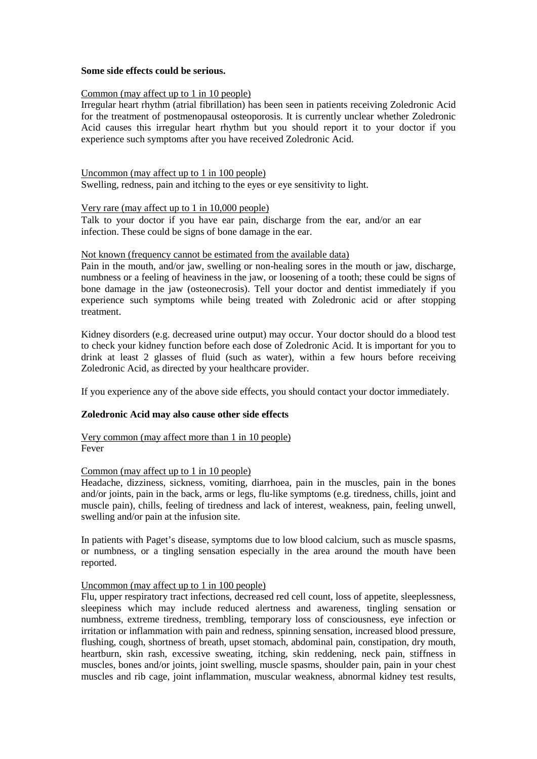**Some side effects could be serious.**

Common (may affect up to 1 in 10 people)
Irregular heart rhythm (atrial fibrillation) has been seen in patients receiving Zoledronic Acid for the treatment of postmenopausal osteoporosis. It is currently unclear whether Zoledronic Acid causes this irregular heart rhythm but you should report it to your doctor if you experience such symptoms after you have received Zoledronic Acid.

Uncommon (may affect up to 1 in 100 people)
Swelling, redness, pain and itching to the eyes or eye sensitivity to light.

Very rare (may affect up to 1 in 10,000 people)
Talk to your doctor if you have ear pain, discharge from the ear, and/or an ear infection. These could be signs of bone damage in the ear.

Not known (frequency cannot be estimated from the available data)
Pain in the mouth, and/or jaw, swelling or non-healing sores in the mouth or jaw, discharge, numbness or a feeling of heaviness in the jaw, or loosening of a tooth; these could be signs of bone damage in the jaw (osteonecrosis). Tell your doctor and dentist immediately if you experience such symptoms while being treated with Zoledronic acid or after stopping treatment.

Kidney disorders (e.g. decreased urine output) may occur. Your doctor should do a blood test to check your kidney function before each dose of Zoledronic Acid. It is important for you to drink at least 2 glasses of fluid (such as water), within a few hours before receiving Zoledronic Acid, as directed by your healthcare provider.

If you experience any of the above side effects, you should contact your doctor immediately.

**Zoledronic Acid may also cause other side effects**

Very common (may affect more than 1 in 10 people)
Fever

Common (may affect up to 1 in 10 people)
Headache, dizziness, sickness, vomiting, diarrhoea, pain in the muscles, pain in the bones and/or joints, pain in the back, arms or legs, flu-like symptoms (e.g. tiredness, chills, joint and muscle pain), chills, feeling of tiredness and lack of interest, weakness, pain, feeling unwell, swelling and/or pain at the infusion site.

In patients with Paget's disease, symptoms due to low blood calcium, such as muscle spasms, or numbness, or a tingling sensation especially in the area around the mouth have been reported.

Uncommon (may affect up to 1 in 100 people)
Flu, upper respiratory tract infections, decreased red cell count, loss of appetite, sleeplessness, sleepiness which may include reduced alertness and awareness, tingling sensation or numbness, extreme tiredness, trembling, temporary loss of consciousness, eye infection or irritation or inflammation with pain and redness, spinning sensation, increased blood pressure, flushing, cough, shortness of breath, upset stomach, abdominal pain, constipation, dry mouth, heartburn, skin rash, excessive sweating, itching, skin reddening, neck pain, stiffness in muscles, bones and/or joints, joint swelling, muscle spasms, shoulder pain, pain in your chest muscles and rib cage, joint inflammation, muscular weakness, abnormal kidney test results,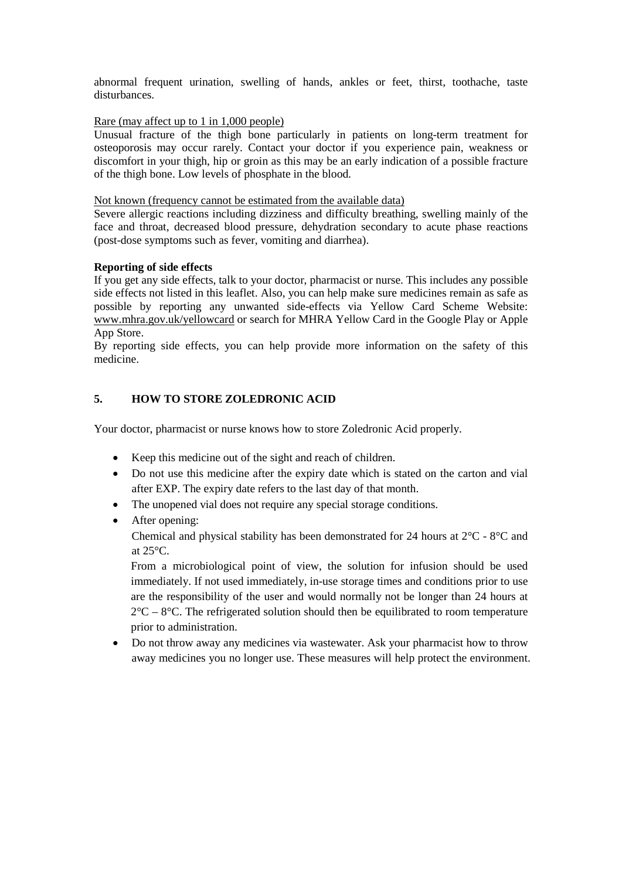abnormal frequent urination, swelling of hands, ankles or feet, thirst, toothache, taste disturbances.

Rare (may affect up to 1 in 1,000 people)
Unusual fracture of the thigh bone particularly in patients on long-term treatment for osteoporosis may occur rarely. Contact your doctor if you experience pain, weakness or discomfort in your thigh, hip or groin as this may be an early indication of a possible fracture of the thigh bone. Low levels of phosphate in the blood.

Not known (frequency cannot be estimated from the available data)
Severe allergic reactions including dizziness and difficulty breathing, swelling mainly of the face and throat, decreased blood pressure, dehydration secondary to acute phase reactions (post-dose symptoms such as fever, vomiting and diarrhea).

**Reporting of side effects**
If you get any side effects, talk to your doctor, pharmacist or nurse. This includes any possible side effects not listed in this leaflet. Also, you can help make sure medicines remain as safe as possible by reporting any unwanted side-effects via Yellow Card Scheme Website: www.mhra.gov.uk/yellowcard or search for MHRA Yellow Card in the Google Play or Apple App Store.
By reporting side effects, you can help provide more information on the safety of this medicine.

## 5. HOW TO STORE ZOLEDRONIC ACID

Your doctor, pharmacist or nurse knows how to store Zoledronic Acid properly.

- Keep this medicine out of the sight and reach of children.
- Do not use this medicine after the expiry date which is stated on the carton and vial after EXP. The expiry date refers to the last day of that month.
- The unopened vial does not require any special storage conditions.
- After opening:
  Chemical and physical stability has been demonstrated for 24 hours at 2°C - 8°C and at 25°C.
  From a microbiological point of view, the solution for infusion should be used immediately. If not used immediately, in-use storage times and conditions prior to use are the responsibility of the user and would normally not be longer than 24 hours at 2°C – 8°C. The refrigerated solution should then be equilibrated to room temperature prior to administration.
- Do not throw away any medicines via wastewater. Ask your pharmacist how to throw away medicines you no longer use. These measures will help protect the environment.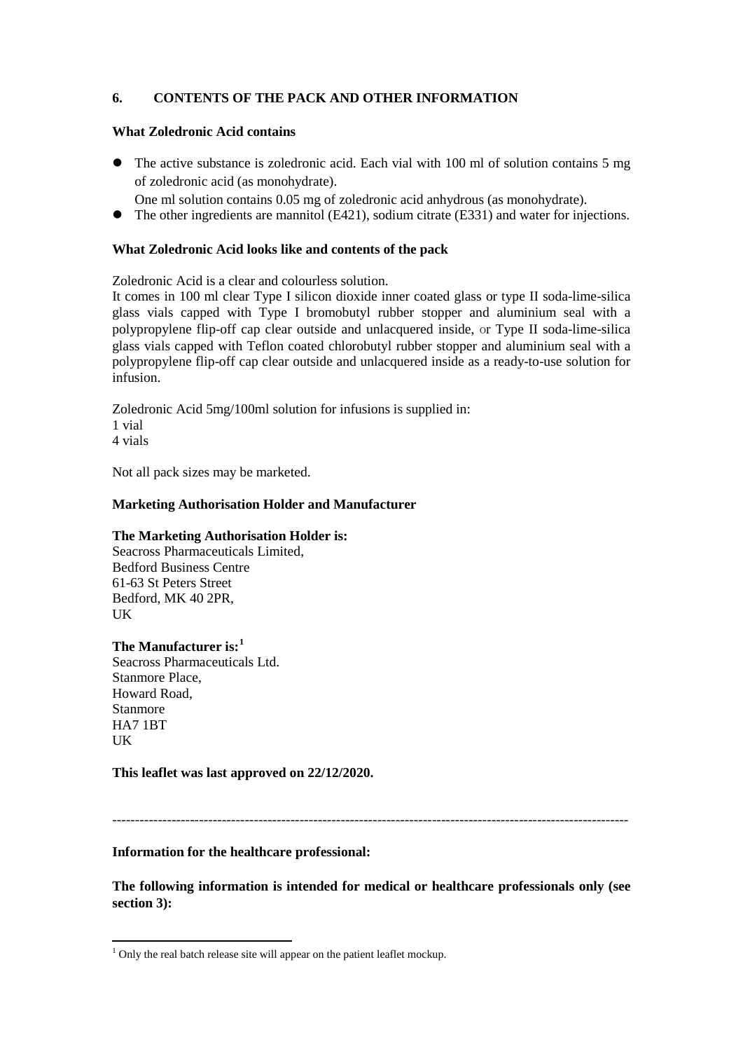## 6. CONTENTS OF THE PACK AND OTHER INFORMATION

**What Zoledronic Acid contains**

- The active substance is zoledronic acid. Each vial with 100 ml of solution contains 5 mg of zoledronic acid (as monohydrate).
  One ml solution contains 0.05 mg of zoledronic acid anhydrous (as monohydrate).
- The other ingredients are mannitol (E421), sodium citrate (E331) and water for injections.

**What Zoledronic Acid looks like and contents of the pack**

Zoledronic Acid is a clear and colourless solution.
It comes in 100 ml clear Type I silicon dioxide inner coated glass or type II soda-lime-silica glass vials capped with Type I bromobutyl rubber stopper and aluminium seal with a polypropylene flip-off cap clear outside and unlacquered inside, or Type II soda-lime-silica glass vials capped with Teflon coated chlorobutyl rubber stopper and aluminium seal with a polypropylene flip-off cap clear outside and unlacquered inside as a ready-to-use solution for infusion.

Zoledronic Acid 5mg/100ml solution for infusions is supplied in:
1 vial
4 vials

Not all pack sizes may be marketed.

**Marketing Authorisation Holder and Manufacturer**

**The Marketing Authorisation Holder is:**
Seacross Pharmaceuticals Limited,
Bedford Business Centre
61-63 St Peters Street
Bedford, MK 40 2PR,
UK

**The Manufacturer is:**[1]
Seacross Pharmaceuticals Ltd.
Stanmore Place,
Howard Road,
Stanmore
HA7 1BT
UK

**This leaflet was last approved on 22/12/2020.**

---

**Information for the healthcare professional:**

**The following information is intended for medical or healthcare professionals only (see section 3):**

[1] Only the real batch release site will appear on the patient leaflet mockup.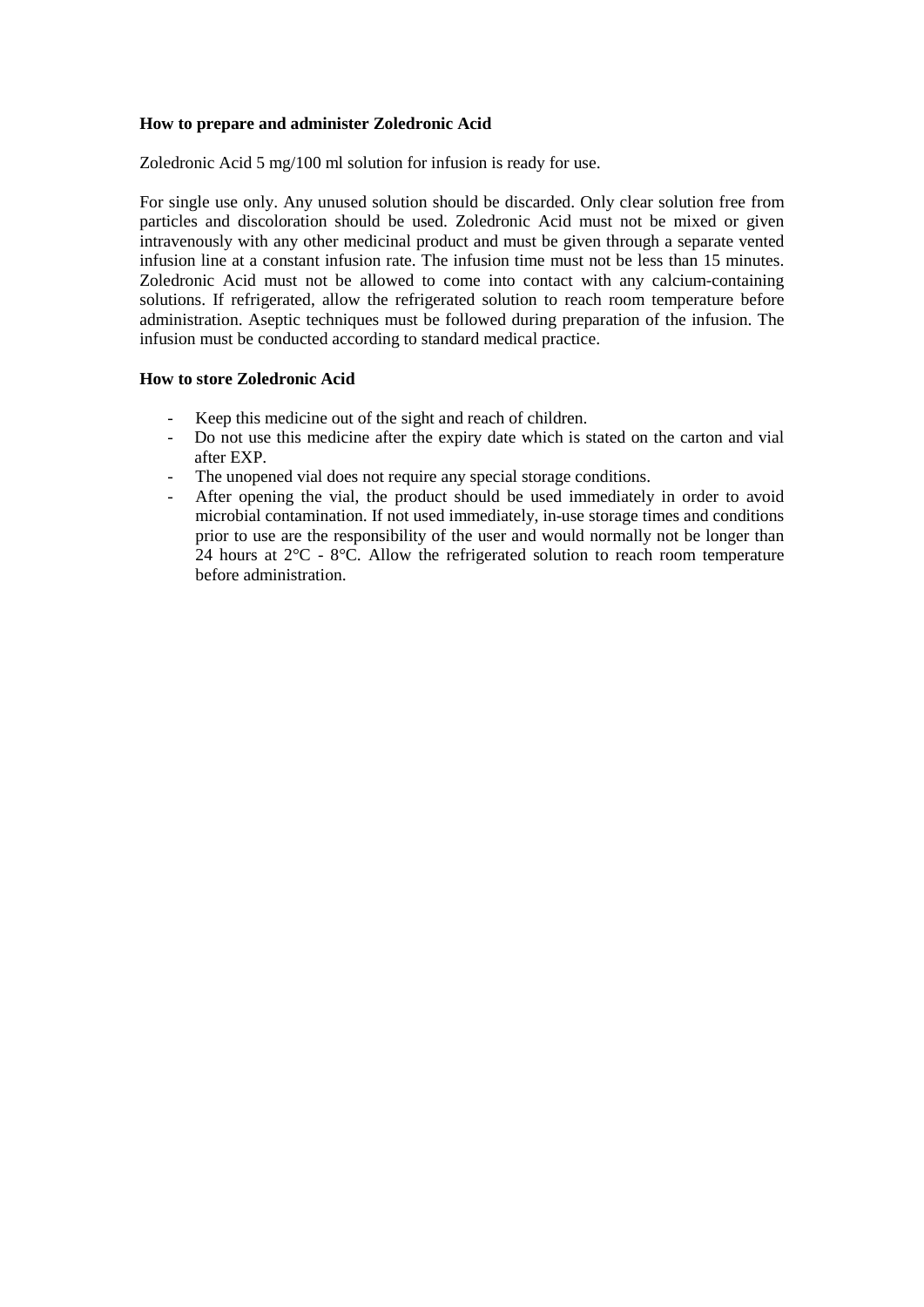**How to prepare and administer Zoledronic Acid**

Zoledronic Acid 5 mg/100 ml solution for infusion is ready for use.

For single use only. Any unused solution should be discarded. Only clear solution free from particles and discoloration should be used. Zoledronic Acid must not be mixed or given intravenously with any other medicinal product and must be given through a separate vented infusion line at a constant infusion rate. The infusion time must not be less than 15 minutes. Zoledronic Acid must not be allowed to come into contact with any calcium-containing solutions. If refrigerated, allow the refrigerated solution to reach room temperature before administration. Aseptic techniques must be followed during preparation of the infusion. The infusion must be conducted according to standard medical practice.

**How to store Zoledronic Acid**

- Keep this medicine out of the sight and reach of children.
- Do not use this medicine after the expiry date which is stated on the carton and vial after EXP.
- The unopened vial does not require any special storage conditions.
- After opening the vial, the product should be used immediately in order to avoid microbial contamination. If not used immediately, in-use storage times and conditions prior to use are the responsibility of the user and would normally not be longer than 24 hours at 2°C - 8°C. Allow the refrigerated solution to reach room temperature before administration.